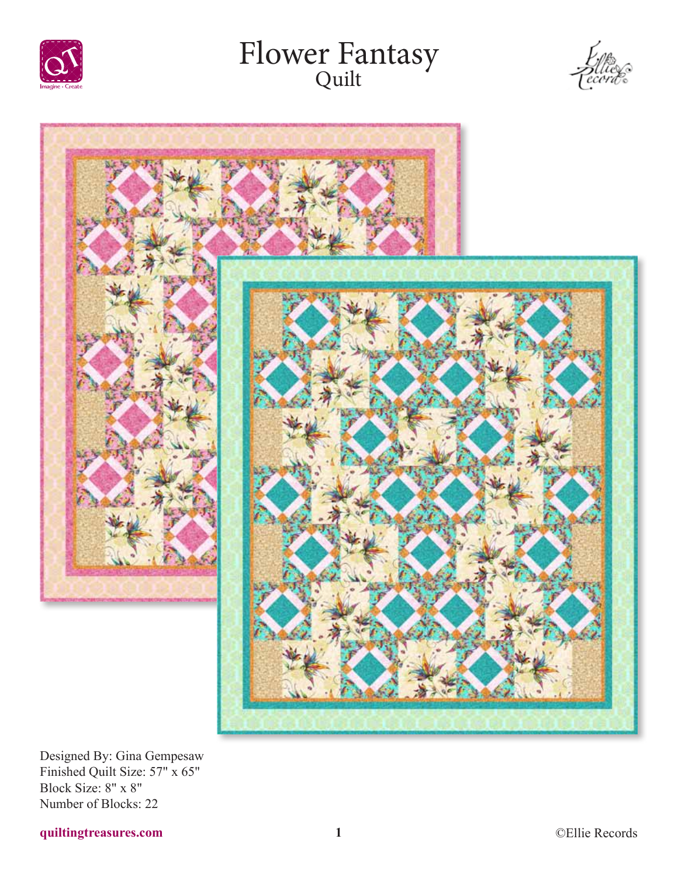# Flower Fantasy
## Quilt

Designed By: Gina Gempesaw
Finished Quilt Size: 57" x 65"
Block Size: 8" x 8"
Number of Blocks: 22

quiltingtreasures.com

©Ellie Records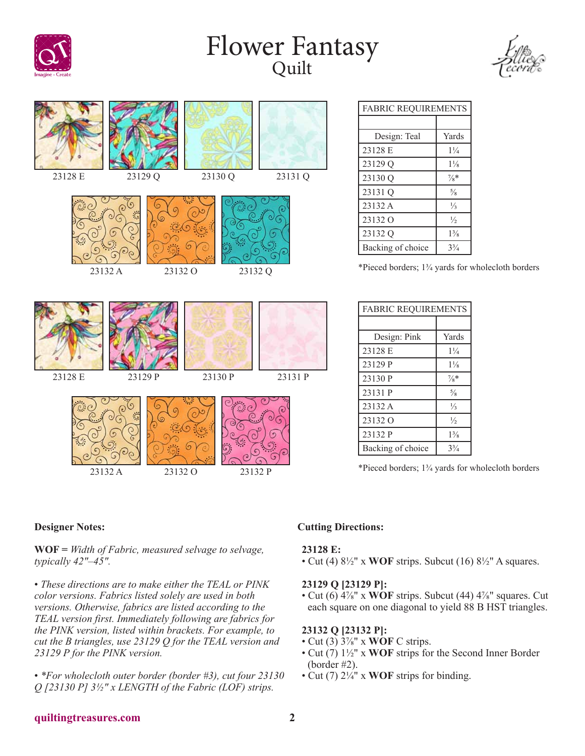# Flower Fantasy
## Quilt

23128 E &emsp; 23129 Q &emsp; 23130 Q &emsp; 23131 Q

23132 A &emsp; 23132 O &emsp; 23132 Q

| FABRIC REQUIREMENTS | |
|---|---|
| | |
| Design: Teal | Yards |
| 23128 E | 1¼ |
| 23129 Q | 1⅛ |
| 23130 Q | ⅞* |
| 23131 Q | ⅝ |
| 23132 A | ⅓ |
| 23132 O | ½ |
| 23132 Q | 1⅜ |
| Backing of choice | 3¾ |

*Pieced borders; 1¾ yards for wholecloth borders

23128 E &emsp; 23129 P &emsp; 23130 P &emsp; 23131 P

23132 A &emsp; 23132 O &emsp; 23132 P

| FABRIC REQUIREMENTS | |
|---|---|
| | |
| Design: Pink | Yards |
| 23128 E | 1¼ |
| 23129 P | 1⅛ |
| 23130 P | ⅞* |
| 23131 P | ⅝ |
| 23132 A | ⅓ |
| 23132 O | ½ |
| 23132 P | 1⅜ |
| Backing of choice | 3¾ |

*Pieced borders; 1¾ yards for wholecloth borders

**Designer Notes:**

**WOF =** *Width of Fabric, measured selvage to selvage, typically 42"–45".*

• *These directions are to make either the TEAL or PINK color versions. Fabrics listed solely are used in both versions. Otherwise, fabrics are listed according to the TEAL version first. Immediately following are fabrics for the PINK version, listed within brackets. For example, to cut the B triangles, use 23129 Q for the TEAL version and 23129 P for the PINK version.*

• *\*For wholecloth outer border (border #3), cut four 23130 Q [23130 P] 3½" x LENGTH of the Fabric (LOF) strips.*

**Cutting Directions:**

**23128 E:**
- Cut (4) 8½" x **WOF** strips. Subcut (16) 8½" A squares.

**23129 Q [23129 P]:**
- Cut (6) 4⅞" x **WOF** strips. Subcut (44) 4⅞" squares. Cut each square on one diagonal to yield 88 B HST triangles.

**23132 Q [23132 P]:**
- Cut (3) 3⅞" x **WOF** C strips.
- Cut (7) 1½" x **WOF** strips for the Second Inner Border (border #2).
- Cut (7) 2¼" x **WOF** strips for binding.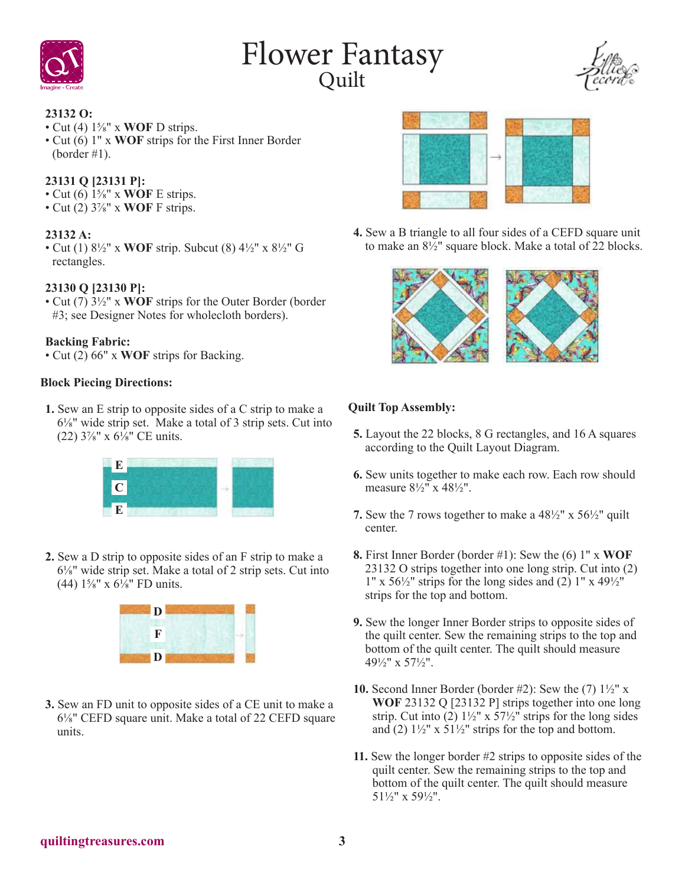# Flower Fantasy
## Quilt

**23132 O:**
- Cut (4) 1⅝" x **WOF** D strips.
- Cut (6) 1" x **WOF** strips for the First Inner Border (border #1).

**23131 Q [23131 P]:**
- Cut (6) 1⅝" x **WOF** E strips.
- Cut (2) 3⅞" x **WOF** F strips.

**23132 A:**
- Cut (1) 8½" x **WOF** strip. Subcut (8) 4½" x 8½" G rectangles.

**23130 Q [23130 P]:**
- Cut (7) 3½" x **WOF** strips for the Outer Border (border #3; see Designer Notes for wholecloth borders).

**Backing Fabric:**
- Cut (2) 66" x **WOF** strips for Backing.

**Block Piecing Directions:**

1. Sew an E strip to opposite sides of a C strip to make a 6⅛" wide strip set. Make a total of 3 strip sets. Cut into (22) 3⅞" x 6⅛" CE units.

2. Sew a D strip to opposite sides of an F strip to make a 6⅛" wide strip set. Make a total of 2 strip sets. Cut into (44) 1⅝" x 6⅛" FD units.

3. Sew an FD unit to opposite sides of a CE unit to make a 6⅛" CEFD square unit. Make a total of 22 CEFD square units.

4. Sew a B triangle to all four sides of a CEFD square unit to make an 8½" square block. Make a total of 22 blocks.

**Quilt Top Assembly:**

5. Layout the 22 blocks, 8 G rectangles, and 16 A squares according to the Quilt Layout Diagram.

6. Sew units together to make each row. Each row should measure 8½" x 48½".

7. Sew the 7 rows together to make a 48½" x 56½" quilt center.

8. First Inner Border (border #1): Sew the (6) 1" x **WOF** 23132 O strips together into one long strip. Cut into (2) 1" x 56½" strips for the long sides and (2) 1" x 49½" strips for the top and bottom.

9. Sew the longer Inner Border strips to opposite sides of the quilt center. Sew the remaining strips to the top and bottom of the quilt center. The quilt should measure 49½" x 57½".

10. Second Inner Border (border #2): Sew the (7) 1½" x **WOF** 23132 Q [23132 P] strips together into one long strip. Cut into (2) 1½" x 57½" strips for the long sides and (2) 1½" x 51½" strips for the top and bottom.

11. Sew the longer border #2 strips to opposite sides of the quilt center. Sew the remaining strips to the top and bottom of the quilt center. The quilt should measure 51½" x 59½".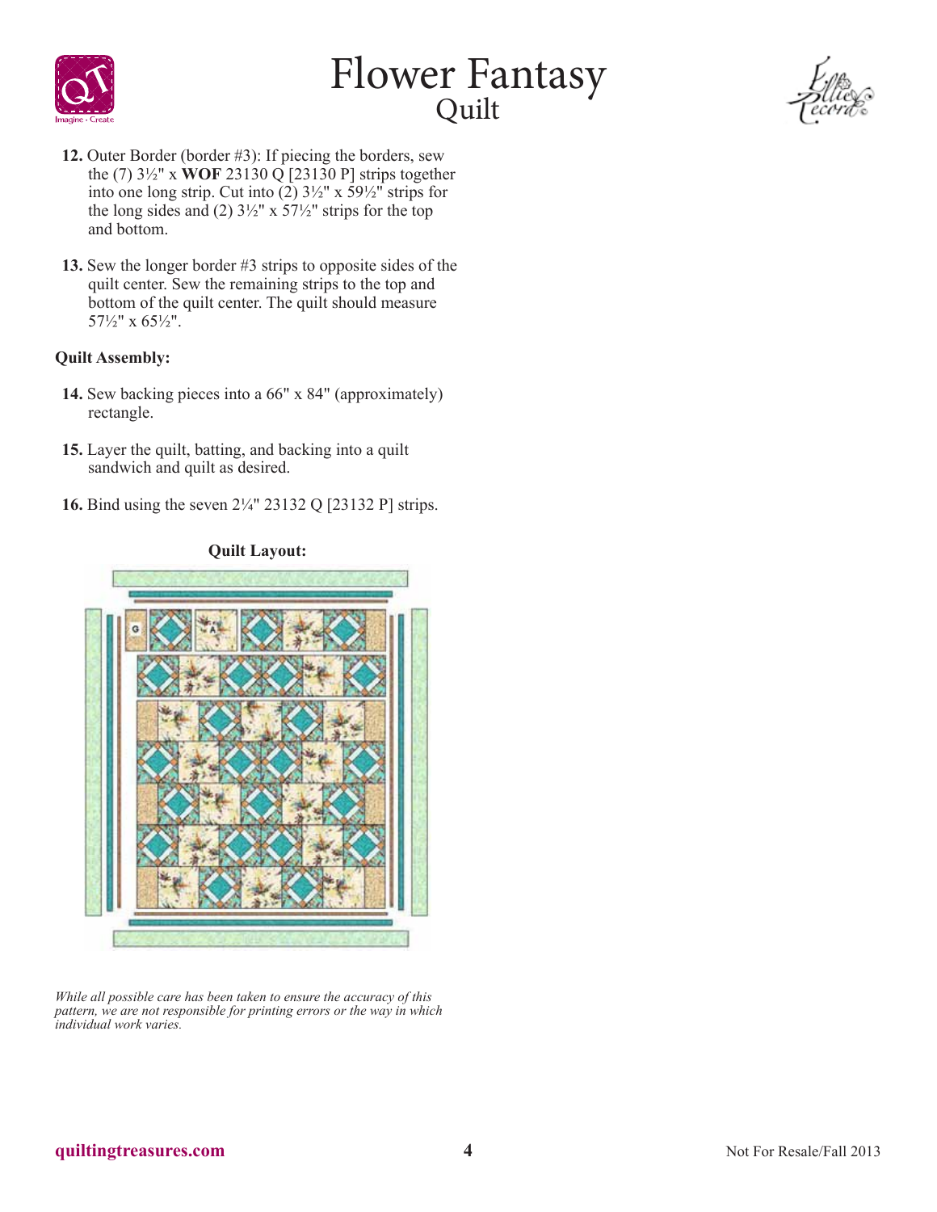# Flower Fantasy
## Quilt

12. **Outer Border (border #3):** If piecing the borders, sew the (7) 3½" x **WOF** 23130 Q [23130 P] strips together into one long strip. Cut into (2) 3½" x 59½" strips for the long sides and (2) 3½" x 57½" strips for the top and bottom.

13. Sew the longer border #3 strips to opposite sides of the quilt center. Sew the remaining strips to the top and bottom of the quilt center. The quilt should measure 57½" x 65½".

**Quilt Assembly:**

14. Sew backing pieces into a 66" x 84" (approximately) rectangle.

15. Layer the quilt, batting, and backing into a quilt sandwich and quilt as desired.

16. Bind using the seven 2¼" 23132 Q [23132 P] strips.

**Quilt Layout:**

G

A

*While all possible care has been taken to ensure the accuracy of this pattern, we are not responsible for printing errors or the way in which individual work varies.*

quiltingtreasures.com

Not For Resale/Fall 2013